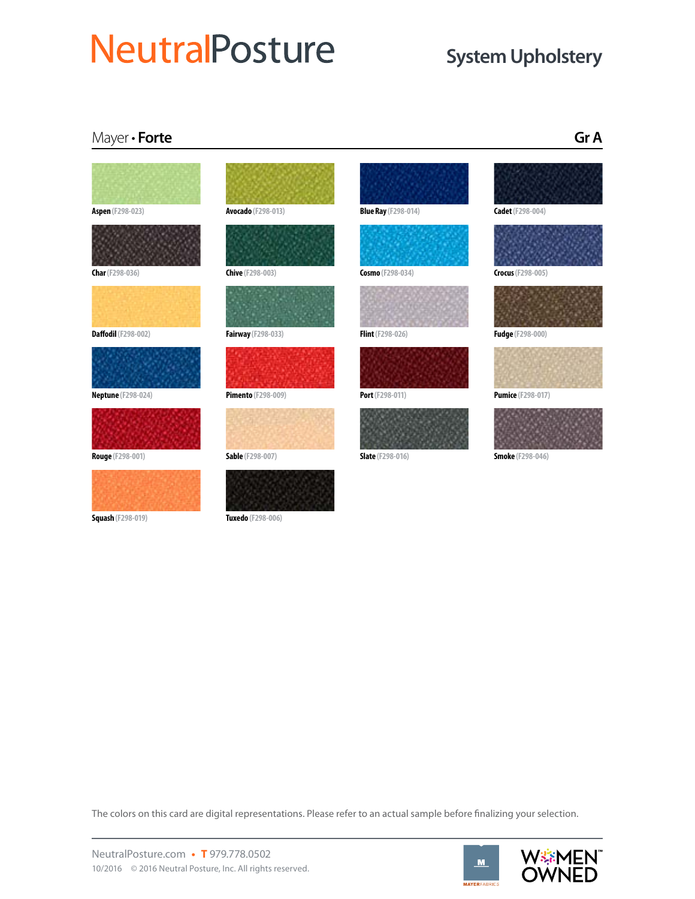# NeutralPosture

## System Upholstery

### Mayer • Forte — Gr A

- **Aspen** (F298-023)
- **Avocado** (F298-013)
- **Blue Ray** (F298-014)
- **Cadet** (F298-004)
- **Char** (F298-036)
- **Chive** (F298-003)
- **Cosmo** (F298-034)
- **Crocus** (F298-005)
- **Daffodil** (F298-002)
- **Fairway** (F298-033)
- **Flint** (F298-026)
- **Fudge** (F298-000)
- **Neptune** (F298-024)
- **Pimento** (F298-009)
- **Port** (F298-011)
- **Pumice** (F298-017)
- **Rouge** (F298-001)
- **Sable** (F298-007)
- **Slate** (F298-016)
- **Smoke** (F298-046)
- **Squash** (F298-019)
- **Tuxedo** (F298-006)

The colors on this card are digital representations. Please refer to an actual sample before finalizing your selection.

NeutralPosture.com • T 979.778.0502

10/2016 © 2016 Neutral Posture, Inc. All rights reserved.

MAYER FABRICS

WOMEN OWNED™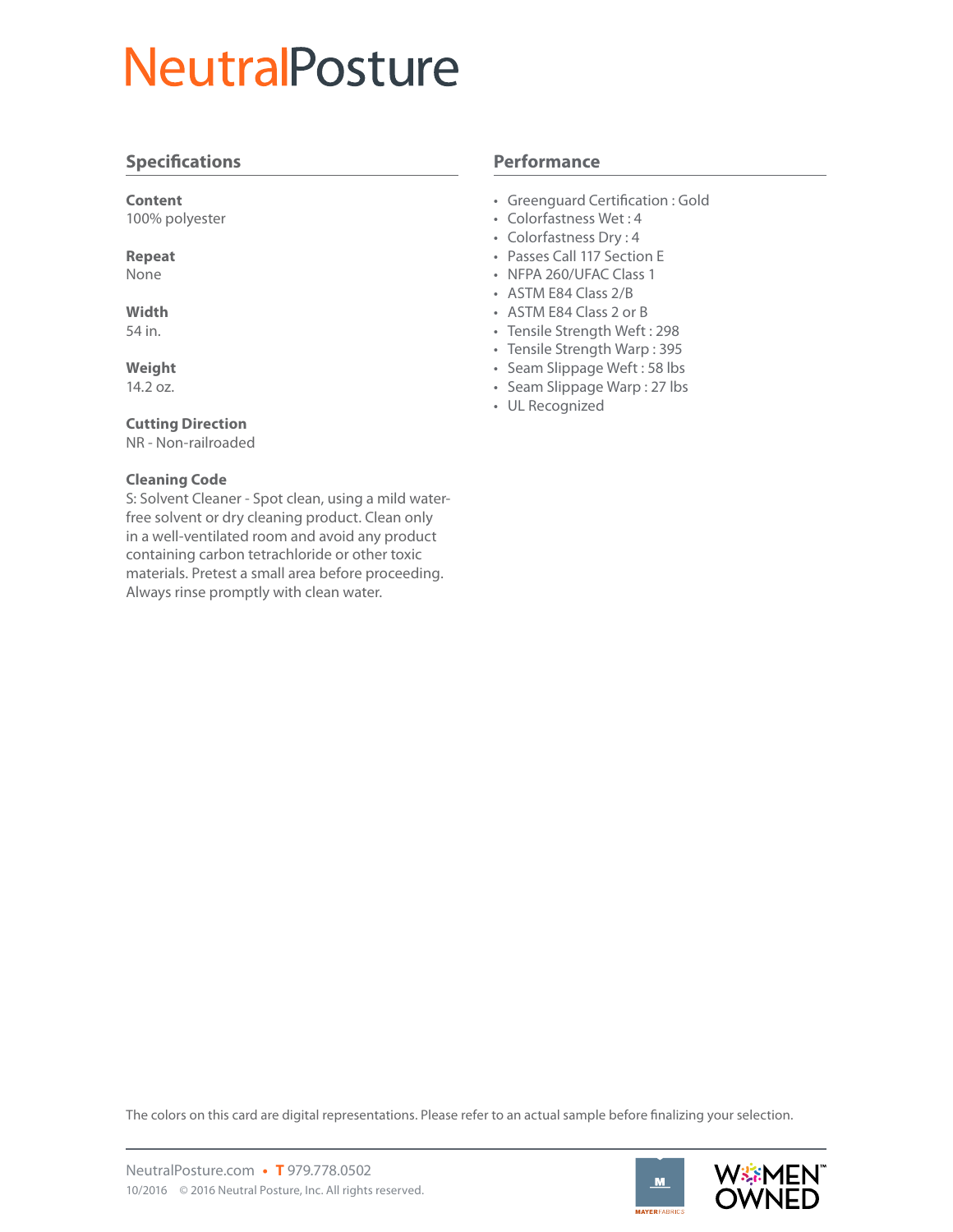# NeutralPosture

## Specifications

**Content**
100% polyester

**Repeat**
None

**Width**
54 in.

**Weight**
14.2 oz.

**Cutting Direction**
NR - Non-railroaded

**Cleaning Code**
S: Solvent Cleaner - Spot clean, using a mild water-free solvent or dry cleaning product. Clean only in a well-ventilated room and avoid any product containing carbon tetrachloride or other toxic materials. Pretest a small area before proceeding. Always rinse promptly with clean water.

## Performance

- Greenguard Certification : Gold
- Colorfastness Wet : 4
- Colorfastness Dry : 4
- Passes Call 117 Section E
- NFPA 260/UFAC Class 1
- ASTM E84 Class 2/B
- ASTM E84 Class 2 or B
- Tensile Strength Weft : 298
- Tensile Strength Warp : 395
- Seam Slippage Weft : 58 lbs
- Seam Slippage Warp : 27 lbs
- UL Recognized

The colors on this card are digital representations. Please refer to an actual sample before finalizing your selection.

NeutralPosture.com • T 979.778.0502

10/2016 © 2016 Neutral Posture, Inc. All rights reserved.